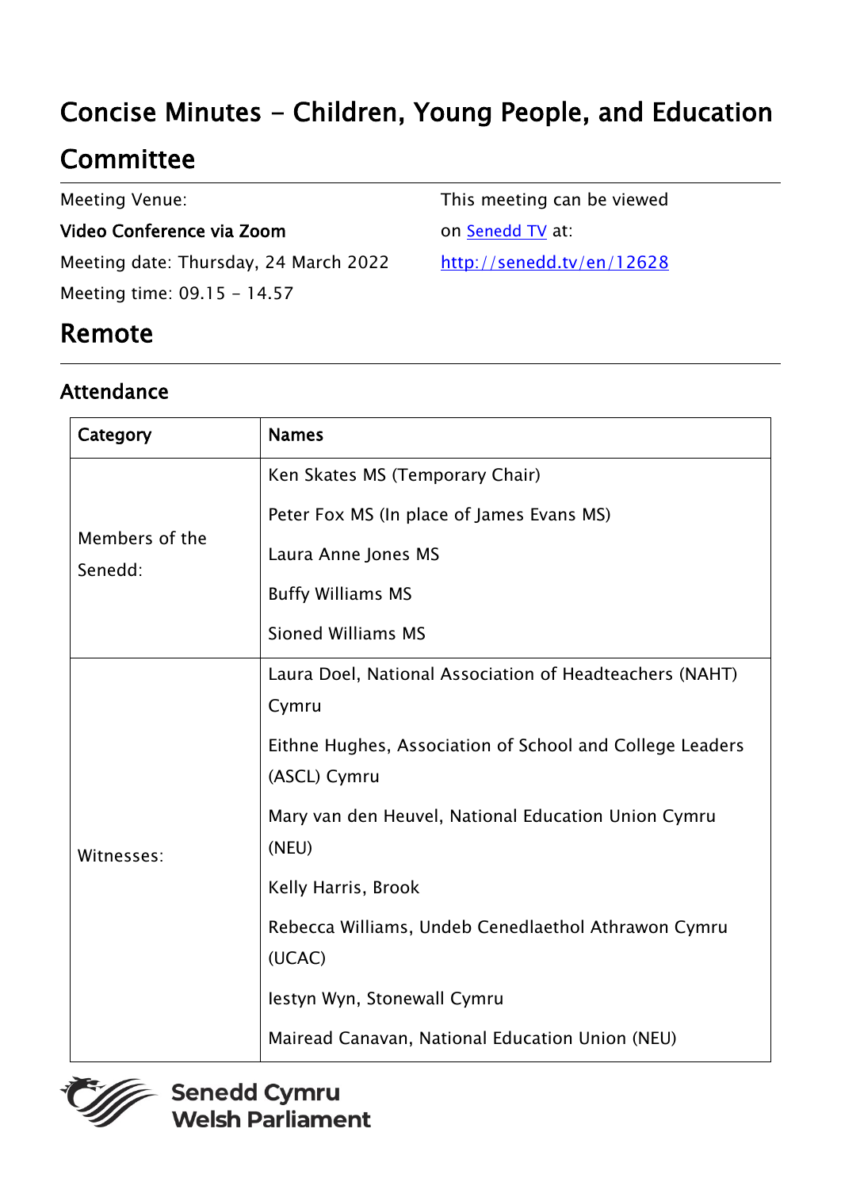# Concise Minutes - Children, Young People, and Education Committee

Meeting Venue:

**Video Conference via Zoom**

Meeting date: Thursday, 24 March 2022

Meeting time: 09.15 - 14.57

This meeting can be viewed on [Senedd TV](http://senedd.tv/en/12628) at:

http://senedd.tv/en/12628

## Remote

### Attendance

| Category | Names |
|---|---|
| Members of the Senedd: | Ken Skates MS (Temporary Chair)<br>Peter Fox MS (In place of James Evans MS)<br>Laura Anne Jones MS<br>Buffy Williams MS<br>Sioned Williams MS |
| Witnesses: | Laura Doel, National Association of Headteachers (NAHT) Cymru<br>Eithne Hughes, Association of School and College Leaders (ASCL) Cymru<br>Mary van den Heuvel, National Education Union Cymru (NEU)<br>Kelly Harris, Brook<br>Rebecca Williams, Undeb Cenedlaethol Athrawon Cymru (UCAC)<br>Iestyn Wyn, Stonewall Cymru<br>Mairead Canavan, National Education Union (NEU) |

Senedd Cymru
Welsh Parliament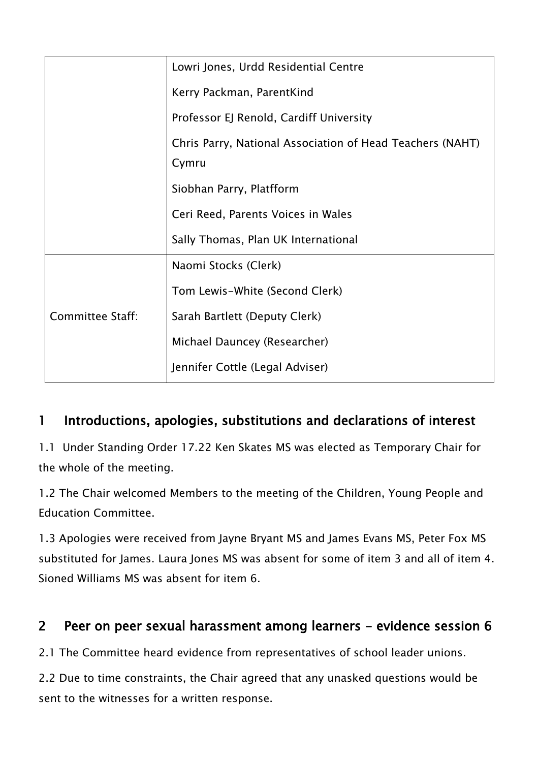| | |
|---|---|
| | Lowri Jones, Urdd Residential Centre<br>Kerry Packman, ParentKind<br>Professor EJ Renold, Cardiff University<br>Chris Parry, National Association of Head Teachers (NAHT) Cymru<br>Siobhan Parry, Platfform<br>Ceri Reed, Parents Voices in Wales<br>Sally Thomas, Plan UK International |
| Committee Staff: | Naomi Stocks (Clerk)<br>Tom Lewis-White (Second Clerk)<br>Sarah Bartlett (Deputy Clerk)<br>Michael Dauncey (Researcher)<br>Jennifer Cottle (Legal Adviser) |

## 1 Introductions, apologies, substitutions and declarations of interest

1.1 Under Standing Order 17.22 Ken Skates MS was elected as Temporary Chair for the whole of the meeting.

1.2 The Chair welcomed Members to the meeting of the Children, Young People and Education Committee.

1.3 Apologies were received from Jayne Bryant MS and James Evans MS, Peter Fox MS substituted for James. Laura Jones MS was absent for some of item 3 and all of item 4. Sioned Williams MS was absent for item 6.

## 2 Peer on peer sexual harassment among learners - evidence session 6

2.1 The Committee heard evidence from representatives of school leader unions.

2.2 Due to time constraints, the Chair agreed that any unasked questions would be sent to the witnesses for a written response.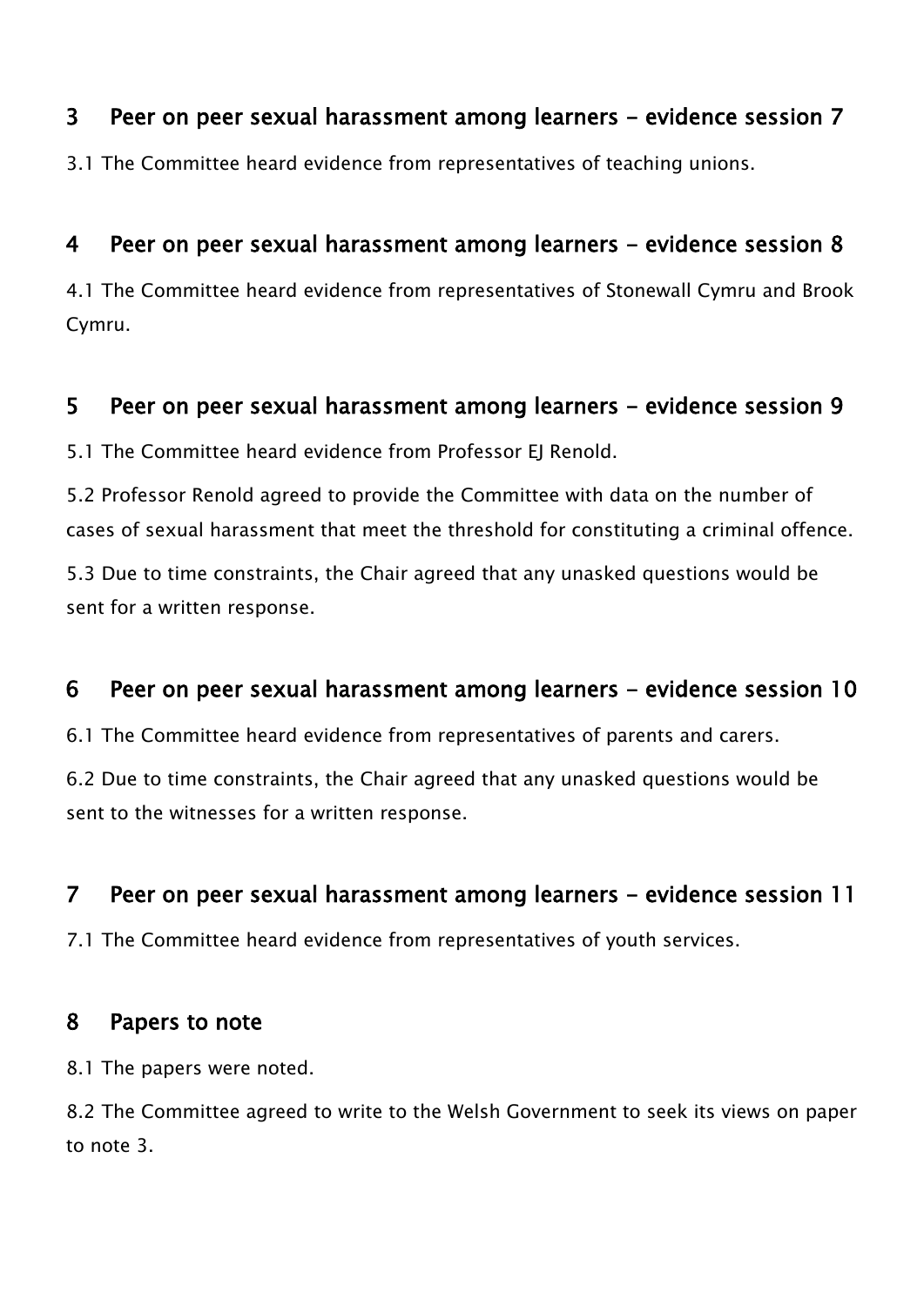## 3 Peer on peer sexual harassment among learners - evidence session 7

3.1 The Committee heard evidence from representatives of teaching unions.

## 4 Peer on peer sexual harassment among learners - evidence session 8

4.1 The Committee heard evidence from representatives of Stonewall Cymru and Brook Cymru.

## 5 Peer on peer sexual harassment among learners - evidence session 9

5.1 The Committee heard evidence from Professor EJ Renold.

5.2 Professor Renold agreed to provide the Committee with data on the number of cases of sexual harassment that meet the threshold for constituting a criminal offence.

5.3 Due to time constraints, the Chair agreed that any unasked questions would be sent for a written response.

## 6 Peer on peer sexual harassment among learners - evidence session 10

6.1 The Committee heard evidence from representatives of parents and carers.

6.2 Due to time constraints, the Chair agreed that any unasked questions would be sent to the witnesses for a written response.

## 7 Peer on peer sexual harassment among learners - evidence session 11

7.1 The Committee heard evidence from representatives of youth services.

## 8 Papers to note

8.1 The papers were noted.

8.2 The Committee agreed to write to the Welsh Government to seek its views on paper to note 3.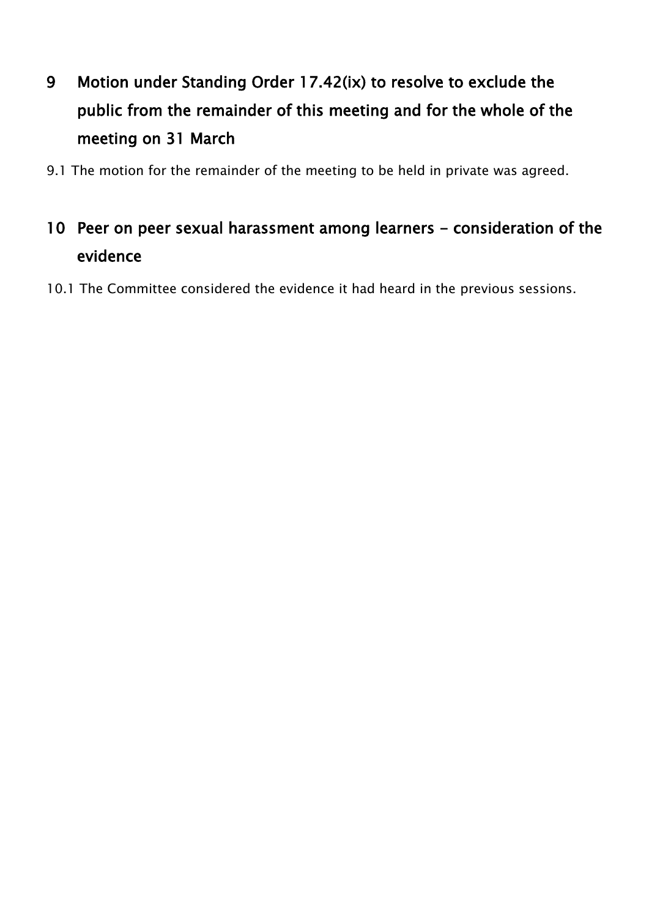## 9 Motion under Standing Order 17.42(ix) to resolve to exclude the public from the remainder of this meeting and for the whole of the meeting on 31 March

9.1 The motion for the remainder of the meeting to be held in private was agreed.

## 10 Peer on peer sexual harassment among learners - consideration of the evidence

10.1 The Committee considered the evidence it had heard in the previous sessions.